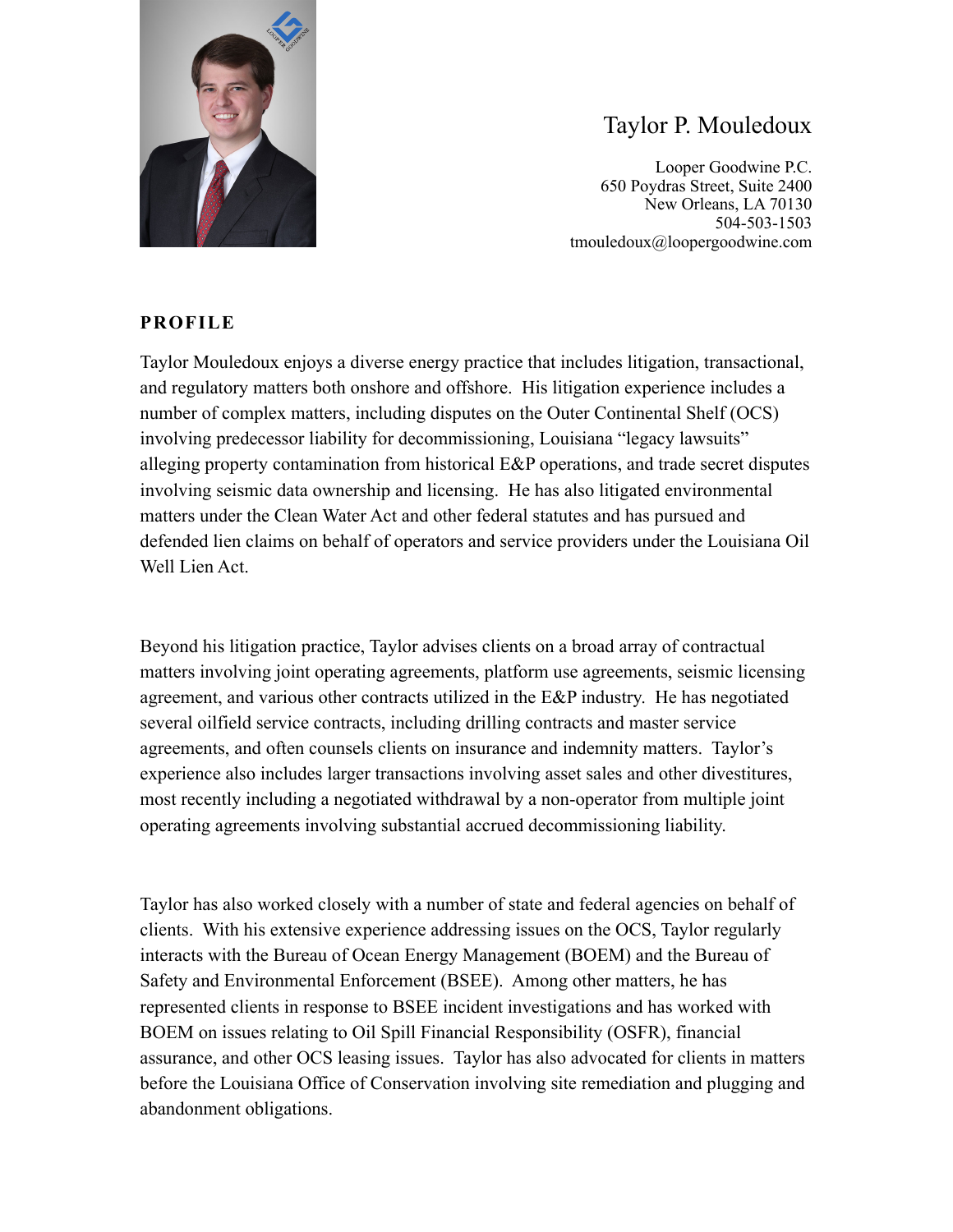# Taylor P. Mouledoux

Looper Goodwine P.C.
650 Poydras Street, Suite 2400
New Orleans, LA 70130
504-503-1503
tmouledoux@loopergoodwine.com

## PROFILE

Taylor Mouledoux enjoys a diverse energy practice that includes litigation, transactional, and regulatory matters both onshore and offshore. His litigation experience includes a number of complex matters, including disputes on the Outer Continental Shelf (OCS) involving predecessor liability for decommissioning, Louisiana "legacy lawsuits" alleging property contamination from historical E&P operations, and trade secret disputes involving seismic data ownership and licensing. He has also litigated environmental matters under the Clean Water Act and other federal statutes and has pursued and defended lien claims on behalf of operators and service providers under the Louisiana Oil Well Lien Act.

Beyond his litigation practice, Taylor advises clients on a broad array of contractual matters involving joint operating agreements, platform use agreements, seismic licensing agreement, and various other contracts utilized in the E&P industry. He has negotiated several oilfield service contracts, including drilling contracts and master service agreements, and often counsels clients on insurance and indemnity matters. Taylor's experience also includes larger transactions involving asset sales and other divestitures, most recently including a negotiated withdrawal by a non-operator from multiple joint operating agreements involving substantial accrued decommissioning liability.

Taylor has also worked closely with a number of state and federal agencies on behalf of clients. With his extensive experience addressing issues on the OCS, Taylor regularly interacts with the Bureau of Ocean Energy Management (BOEM) and the Bureau of Safety and Environmental Enforcement (BSEE). Among other matters, he has represented clients in response to BSEE incident investigations and has worked with BOEM on issues relating to Oil Spill Financial Responsibility (OSFR), financial assurance, and other OCS leasing issues. Taylor has also advocated for clients in matters before the Louisiana Office of Conservation involving site remediation and plugging and abandonment obligations.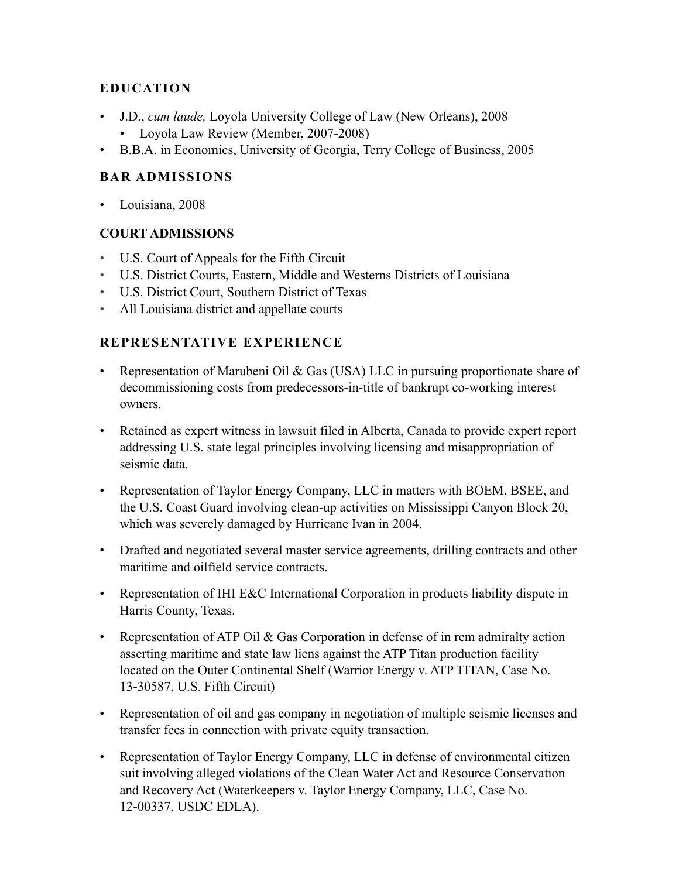## EDUCATION

- J.D., *cum laude,* Loyola University College of Law (New Orleans), 2008
  - Loyola Law Review (Member, 2007-2008)
- B.B.A. in Economics, University of Georgia, Terry College of Business, 2005

## BAR ADMISSIONS

- Louisiana, 2008

## COURT ADMISSIONS

- U.S. Court of Appeals for the Fifth Circuit
- U.S. District Courts, Eastern, Middle and Westerns Districts of Louisiana
- U.S. District Court, Southern District of Texas
- All Louisiana district and appellate courts

## REPRESENTATIVE EXPERIENCE

- Representation of Marubeni Oil & Gas (USA) LLC in pursuing proportionate share of decommissioning costs from predecessors-in-title of bankrupt co-working interest owners.
- Retained as expert witness in lawsuit filed in Alberta, Canada to provide expert report addressing U.S. state legal principles involving licensing and misappropriation of seismic data.
- Representation of Taylor Energy Company, LLC in matters with BOEM, BSEE, and the U.S. Coast Guard involving clean-up activities on Mississippi Canyon Block 20, which was severely damaged by Hurricane Ivan in 2004.
- Drafted and negotiated several master service agreements, drilling contracts and other maritime and oilfield service contracts.
- Representation of IHI E&C International Corporation in products liability dispute in Harris County, Texas.
- Representation of ATP Oil & Gas Corporation in defense of in rem admiralty action asserting maritime and state law liens against the ATP Titan production facility located on the Outer Continental Shelf (Warrior Energy v. ATP TITAN, Case No. 13-30587, U.S. Fifth Circuit)
- Representation of oil and gas company in negotiation of multiple seismic licenses and transfer fees in connection with private equity transaction.
- Representation of Taylor Energy Company, LLC in defense of environmental citizen suit involving alleged violations of the Clean Water Act and Resource Conservation and Recovery Act (Waterkeepers v. Taylor Energy Company, LLC, Case No. 12-00337, USDC EDLA).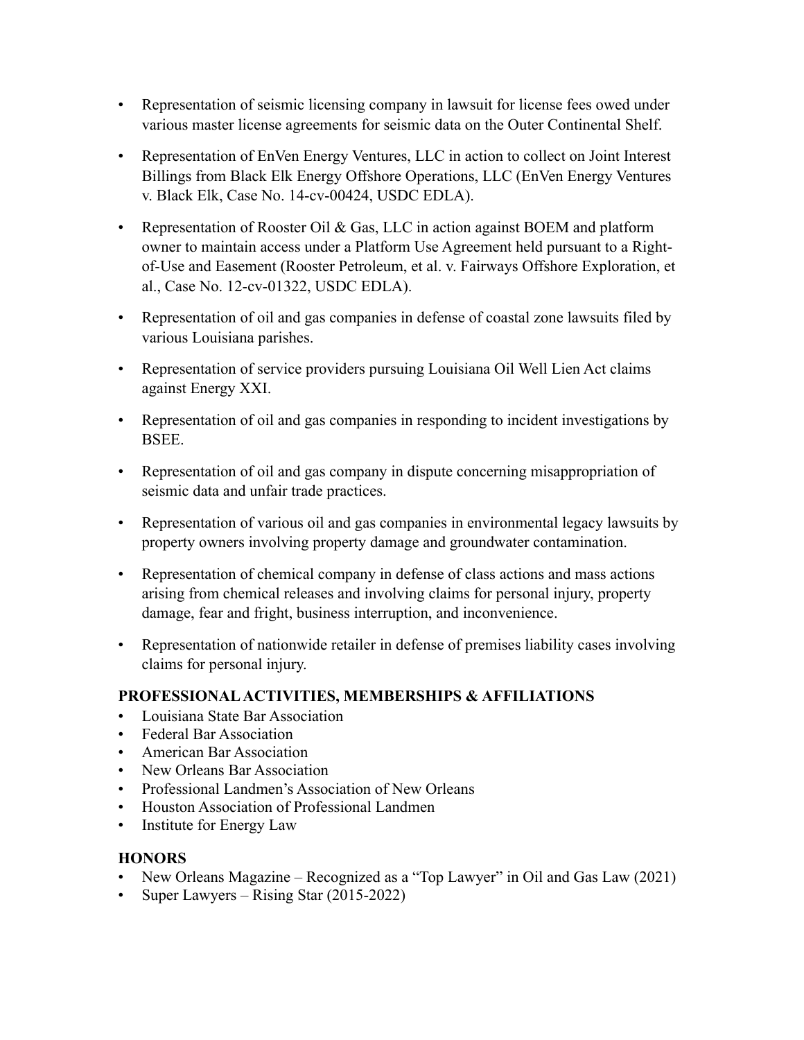- Representation of seismic licensing company in lawsuit for license fees owed under various master license agreements for seismic data on the Outer Continental Shelf.

- Representation of EnVen Energy Ventures, LLC in action to collect on Joint Interest Billings from Black Elk Energy Offshore Operations, LLC (EnVen Energy Ventures v. Black Elk, Case No. 14-cv-00424, USDC EDLA).

- Representation of Rooster Oil & Gas, LLC in action against BOEM and platform owner to maintain access under a Platform Use Agreement held pursuant to a Right-of-Use and Easement (Rooster Petroleum, et al. v. Fairways Offshore Exploration, et al., Case No. 12-cv-01322, USDC EDLA).

- Representation of oil and gas companies in defense of coastal zone lawsuits filed by various Louisiana parishes.

- Representation of service providers pursuing Louisiana Oil Well Lien Act claims against Energy XXI.

- Representation of oil and gas companies in responding to incident investigations by BSEE.

- Representation of oil and gas company in dispute concerning misappropriation of seismic data and unfair trade practices.

- Representation of various oil and gas companies in environmental legacy lawsuits by property owners involving property damage and groundwater contamination.

- Representation of chemical company in defense of class actions and mass actions arising from chemical releases and involving claims for personal injury, property damage, fear and fright, business interruption, and inconvenience.

- Representation of nationwide retailer in defense of premises liability cases involving claims for personal injury.

## PROFESSIONAL ACTIVITIES, MEMBERSHIPS & AFFILIATIONS

- Louisiana State Bar Association
- Federal Bar Association
- American Bar Association
- New Orleans Bar Association
- Professional Landmen's Association of New Orleans
- Houston Association of Professional Landmen
- Institute for Energy Law

## HONORS

- New Orleans Magazine – Recognized as a "Top Lawyer" in Oil and Gas Law (2021)
- Super Lawyers – Rising Star (2015-2022)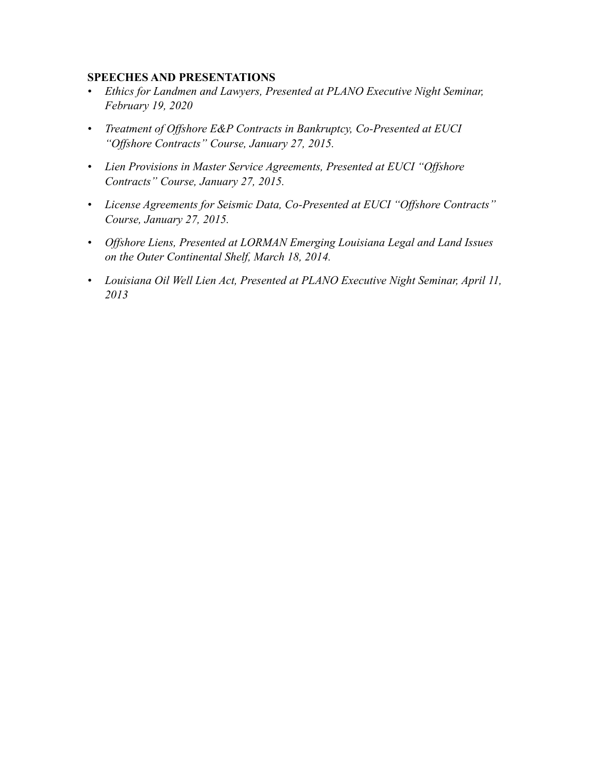**SPEECHES AND PRESENTATIONS**

- *Ethics for Landmen and Lawyers, Presented at PLANO Executive Night Seminar, February 19, 2020*
- *Treatment of Offshore E&P Contracts in Bankruptcy, Co-Presented at EUCI "Offshore Contracts" Course, January 27, 2015.*
- *Lien Provisions in Master Service Agreements, Presented at EUCI "Offshore Contracts" Course, January 27, 2015.*
- *License Agreements for Seismic Data, Co-Presented at EUCI "Offshore Contracts" Course, January 27, 2015.*
- *Offshore Liens, Presented at LORMAN Emerging Louisiana Legal and Land Issues on the Outer Continental Shelf, March 18, 2014.*
- *Louisiana Oil Well Lien Act, Presented at PLANO Executive Night Seminar, April 11, 2013*